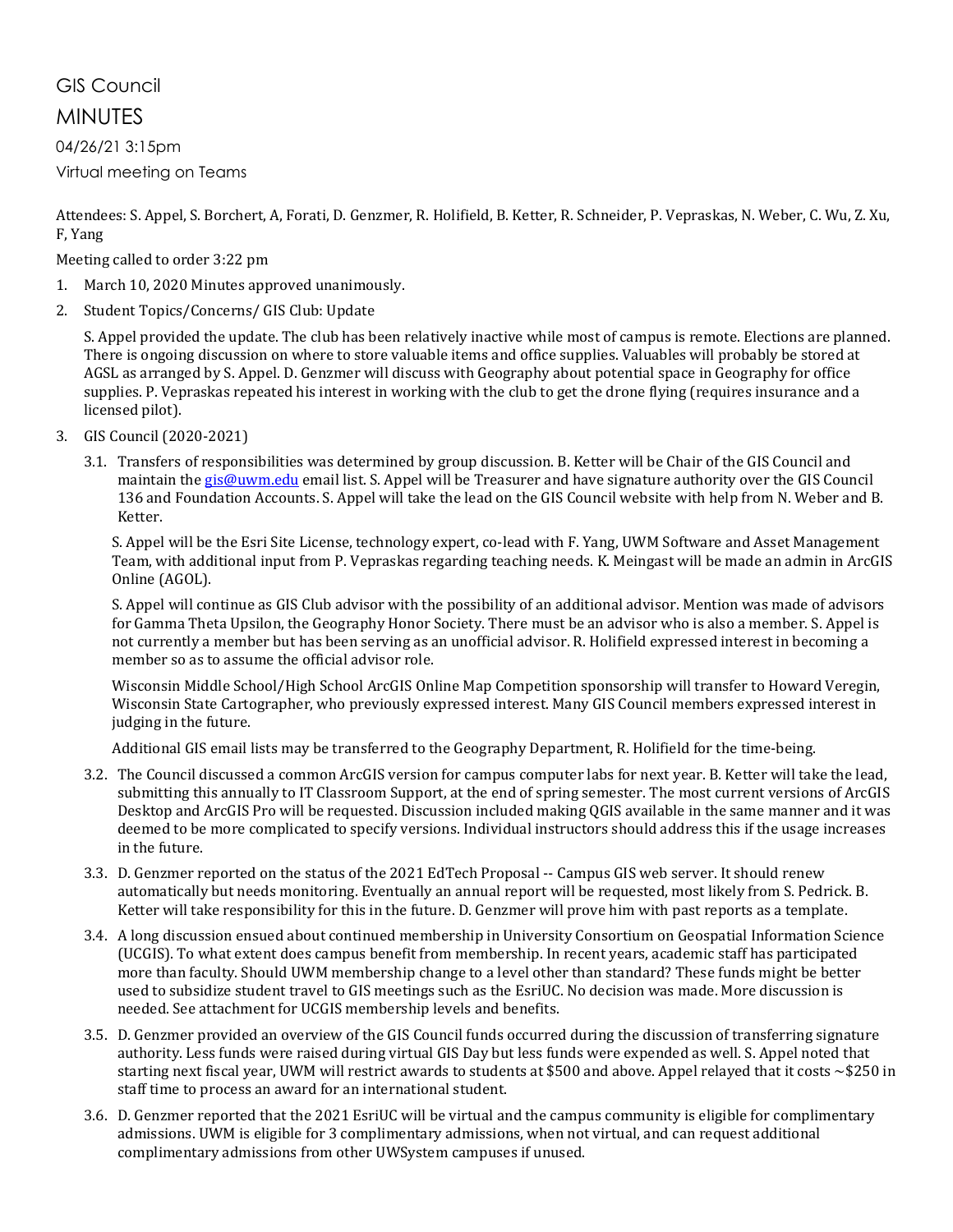# GIS Council

## MINUTES

04/26/21 3:15pm

Virtual meeting on Teams

Attendees: S. Appel, S. Borchert, A, Forati, D. Genzmer, R. Holifield, B. Ketter, R. Schneider, P. Vepraskas, N. Weber, C. Wu, Z. Xu, F, Yang

Meeting called to order 3:22 pm

1. March 10, 2020 Minutes approved unanimously.
2. Student Topics/Concerns/ GIS Club: Update

   S. Appel provided the update. The club has been relatively inactive while most of campus is remote. Elections are planned. There is ongoing discussion on where to store valuable items and office supplies. Valuables will probably be stored at AGSL as arranged by S. Appel. D. Genzmer will discuss with Geography about potential space in Geography for office supplies. P. Vepraskas repeated his interest in working with the club to get the drone flying (requires insurance and a licensed pilot).

3. GIS Council (2020-2021)

   3.1. Transfers of responsibilities was determined by group discussion. B. Ketter will be Chair of the GIS Council and maintain the gis@uwm.edu email list. S. Appel will be Treasurer and have signature authority over the GIS Council 136 and Foundation Accounts. S. Appel will take the lead on the GIS Council website with help from N. Weber and B. Ketter.

   S. Appel will be the Esri Site License, technology expert, co-lead with F. Yang, UWM Software and Asset Management Team, with additional input from P. Vepraskas regarding teaching needs. K. Meingast will be made an admin in ArcGIS Online (AGOL).

   S. Appel will continue as GIS Club advisor with the possibility of an additional advisor. Mention was made of advisors for Gamma Theta Upsilon, the Geography Honor Society. There must be an advisor who is also a member. S. Appel is not currently a member but has been serving as an unofficial advisor. R. Holifield expressed interest in becoming a member so as to assume the official advisor role.

   Wisconsin Middle School/High School ArcGIS Online Map Competition sponsorship will transfer to Howard Veregin, Wisconsin State Cartographer, who previously expressed interest. Many GIS Council members expressed interest in judging in the future.

   Additional GIS email lists may be transferred to the Geography Department, R. Holifield for the time-being.

   3.2. The Council discussed a common ArcGIS version for campus computer labs for next year. B. Ketter will take the lead, submitting this annually to IT Classroom Support, at the end of spring semester. The most current versions of ArcGIS Desktop and ArcGIS Pro will be requested. Discussion included making QGIS available in the same manner and it was deemed to be more complicated to specify versions. Individual instructors should address this if the usage increases in the future.

   3.3. D. Genzmer reported on the status of the 2021 EdTech Proposal -- Campus GIS web server. It should renew automatically but needs monitoring. Eventually an annual report will be requested, most likely from S. Pedrick. B. Ketter will take responsibility for this in the future. D. Genzmer will prove him with past reports as a template.

   3.4. A long discussion ensued about continued membership in University Consortium on Geospatial Information Science (UCGIS). To what extent does campus benefit from membership. In recent years, academic staff has participated more than faculty. Should UWM membership change to a level other than standard? These funds might be better used to subsidize student travel to GIS meetings such as the EsriUC. No decision was made. More discussion is needed. See attachment for UCGIS membership levels and benefits.

   3.5. D. Genzmer provided an overview of the GIS Council funds occurred during the discussion of transferring signature authority. Less funds were raised during virtual GIS Day but less funds were expended as well. S. Appel noted that starting next fiscal year, UWM will restrict awards to students at $500 and above. Appel relayed that it costs ~$250 in staff time to process an award for an international student.

   3.6. D. Genzmer reported that the 2021 EsriUC will be virtual and the campus community is eligible for complimentary admissions. UWM is eligible for 3 complimentary admissions, when not virtual, and can request additional complimentary admissions from other UWSystem campuses if unused.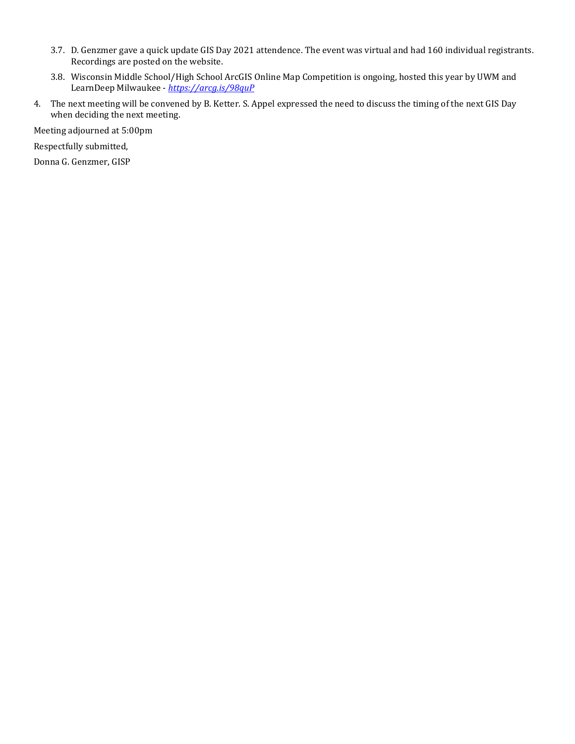3.7. D. Genzmer gave a quick update GIS Day 2021 attendence. The event was virtual and had 160 individual registrants. Recordings are posted on the website.

3.8. Wisconsin Middle School/High School ArcGIS Online Map Competition is ongoing, hosted this year by UWM and LearnDeep Milwaukee - *https://arcg.is/98quP*

4. The next meeting will be convened by B. Ketter. S. Appel expressed the need to discuss the timing of the next GIS Day when deciding the next meeting.

Meeting adjourned at 5:00pm

Respectfully submitted,

Donna G. Genzmer, GISP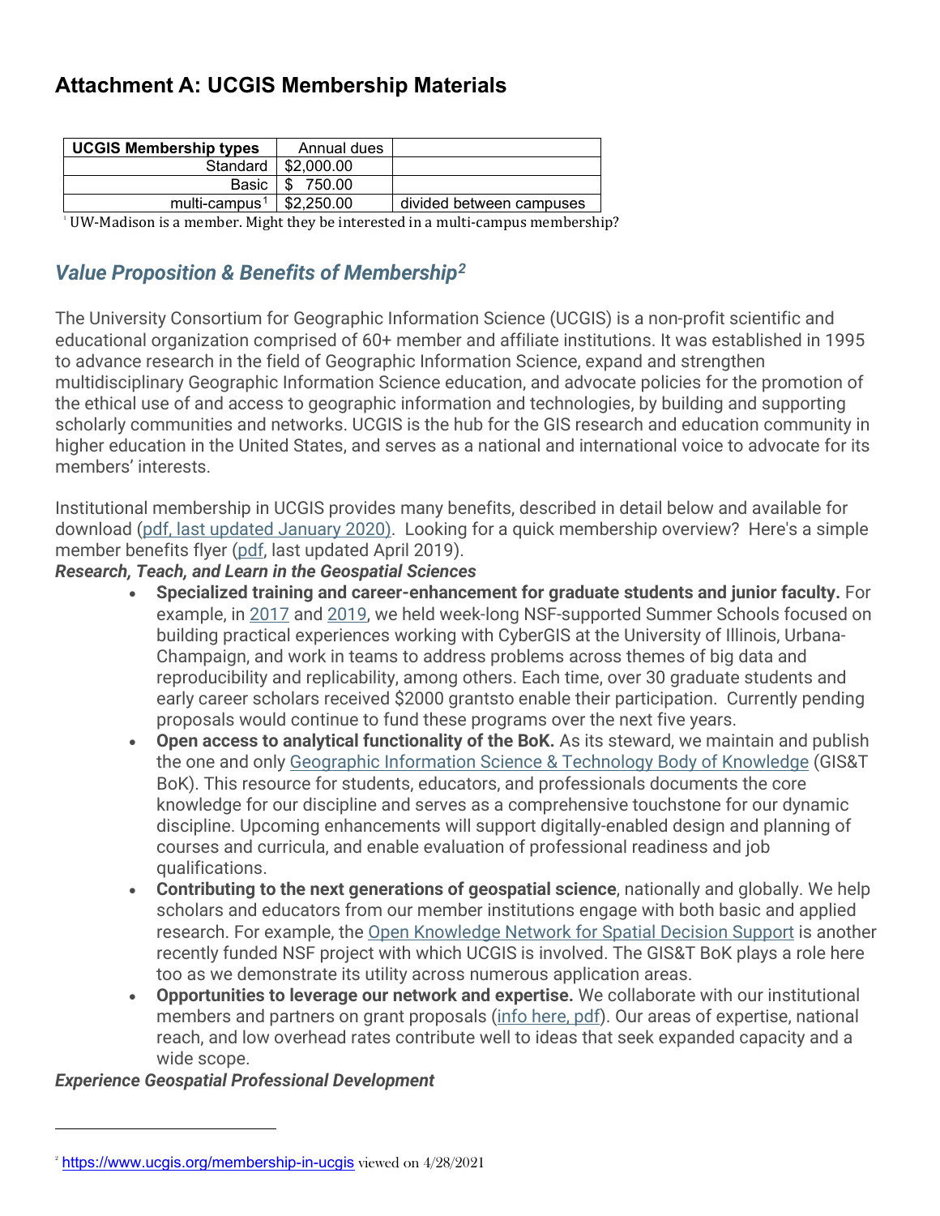## Attachment A: UCGIS Membership Materials

| UCGIS Membership types | Annual dues | |
|---|---|---|
| Standard | $2,000.00 | |
| Basic | $ 750.00 | |
| multi-campus[1] | $2,250.00 | divided between campuses |

[1] UW-Madison is a member. Might they be interested in a multi-campus membership?

### *Value Proposition & Benefits of Membership[2]*

The University Consortium for Geographic Information Science (UCGIS) is a non-profit scientific and educational organization comprised of 60+ member and affiliate institutions. It was established in 1995 to advance research in the field of Geographic Information Science, expand and strengthen multidisciplinary Geographic Information Science education, and advocate policies for the promotion of the ethical use of and access to geographic information and technologies, by building and supporting scholarly communities and networks. UCGIS is the hub for the GIS research and education community in higher education in the United States, and serves as a national and international voice to advocate for its members' interests.

Institutional membership in UCGIS provides many benefits, described in detail below and available for download (pdf, last updated January 2020). Looking for a quick membership overview? Here's a simple member benefits flyer (pdf, last updated April 2019).

***Research, Teach, and Learn in the Geospatial Sciences***

- **Specialized training and career-enhancement for graduate students and junior faculty.** For example, in 2017 and 2019, we held week-long NSF-supported Summer Schools focused on building practical experiences working with CyberGIS at the University of Illinois, Urbana-Champaign, and work in teams to address problems across themes of big data and reproducibility and replicability, among others. Each time, over 30 graduate students and early career scholars received $2000 grantsto enable their participation. Currently pending proposals would continue to fund these programs over the next five years.
- **Open access to analytical functionality of the BoK.** As its steward, we maintain and publish the one and only Geographic Information Science & Technology Body of Knowledge (GIS&T BoK). This resource for students, educators, and professionals documents the core knowledge for our discipline and serves as a comprehensive touchstone for our dynamic discipline. Upcoming enhancements will support digitally-enabled design and planning of courses and curricula, and enable evaluation of professional readiness and job qualifications.
- **Contributing to the next generations of geospatial science**, nationally and globally. We help scholars and educators from our member institutions engage with both basic and applied research. For example, the Open Knowledge Network for Spatial Decision Support is another recently funded NSF project with which UCGIS is involved. The GIS&T BoK plays a role here too as we demonstrate its utility across numerous application areas.
- **Opportunities to leverage our network and expertise.** We collaborate with our institutional members and partners on grant proposals (info here, pdf). Our areas of expertise, national reach, and low overhead rates contribute well to ideas that seek expanded capacity and a wide scope.

***Experience Geospatial Professional Development***

[2] https://www.ucgis.org/membership-in-ucgis viewed on 4/28/2021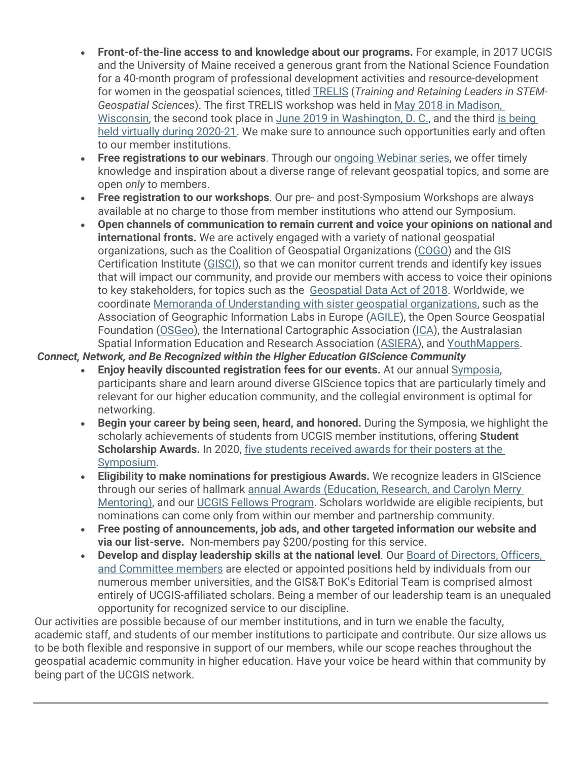- **Front-of-the-line access to and knowledge about our programs.** For example, in 2017 UCGIS and the University of Maine received a generous grant from the National Science Foundation for a 40-month program of professional development activities and resource-development for women in the geospatial sciences, titled TRELIS (*Training and Retaining Leaders in STEM-Geospatial Sciences*). The first TRELIS workshop was held in May 2018 in Madison, Wisconsin, the second took place in June 2019 in Washington, D. C., and the third is being held virtually during 2020-21. We make sure to announce such opportunities early and often to our member institutions.
- **Free registrations to our webinars**. Through our ongoing Webinar series, we offer timely knowledge and inspiration about a diverse range of relevant geospatial topics, and some are open *only* to members.
- **Free registration to our workshops**. Our pre- and post-Symposium Workshops are always available at no charge to those from member institutions who attend our Symposium.
- **Open channels of communication to remain current and voice your opinions on national and international fronts.** We are actively engaged with a variety of national geospatial organizations, such as the Coalition of Geospatial Organizations (COGO) and the GIS Certification Institute (GISCI), so that we can monitor current trends and identify key issues that will impact our community, and provide our members with access to voice their opinions to key stakeholders, for topics such as the Geospatial Data Act of 2018. Worldwide, we coordinate Memoranda of Understanding with sister geospatial organizations, such as the Association of Geographic Information Labs in Europe (AGILE), the Open Source Geospatial Foundation (OSGeo), the International Cartographic Association (ICA), the Australasian Spatial Information Education and Research Association (ASIERA), and YouthMappers.

***Connect, Network, and Be Recognized within the Higher Education GIScience Community***

- **Enjoy heavily discounted registration fees for our events.** At our annual Symposia, participants share and learn around diverse GIScience topics that are particularly timely and relevant for our higher education community, and the collegial environment is optimal for networking.
- **Begin your career by being seen, heard, and honored.** During the Symposia, we highlight the scholarly achievements of students from UCGIS member institutions, offering **Student Scholarship Awards.** In 2020, five students received awards for their posters at the Symposium.
- **Eligibility to make nominations for prestigious Awards.** We recognize leaders in GIScience through our series of hallmark annual Awards (Education, Research, and Carolyn Merry Mentoring), and our UCGIS Fellows Program. Scholars worldwide are eligible recipients, but nominations can come only from within our member and partnership community.
- **Free posting of announcements, job ads, and other targeted information our website and via our list-serve.** Non-members pay $200/posting for this service.
- **Develop and display leadership skills at the national level**. Our Board of Directors, Officers, and Committee members are elected or appointed positions held by individuals from our numerous member universities, and the GIS&T BoK's Editorial Team is comprised almost entirely of UCGIS-affiliated scholars. Being a member of our leadership team is an unequaled opportunity for recognized service to our discipline.

Our activities are possible because of our member institutions, and in turn we enable the faculty, academic staff, and students of our member institutions to participate and contribute. Our size allows us to be both flexible and responsive in support of our members, while our scope reaches throughout the geospatial academic community in higher education. Have your voice be heard within that community by being part of the UCGIS network.

---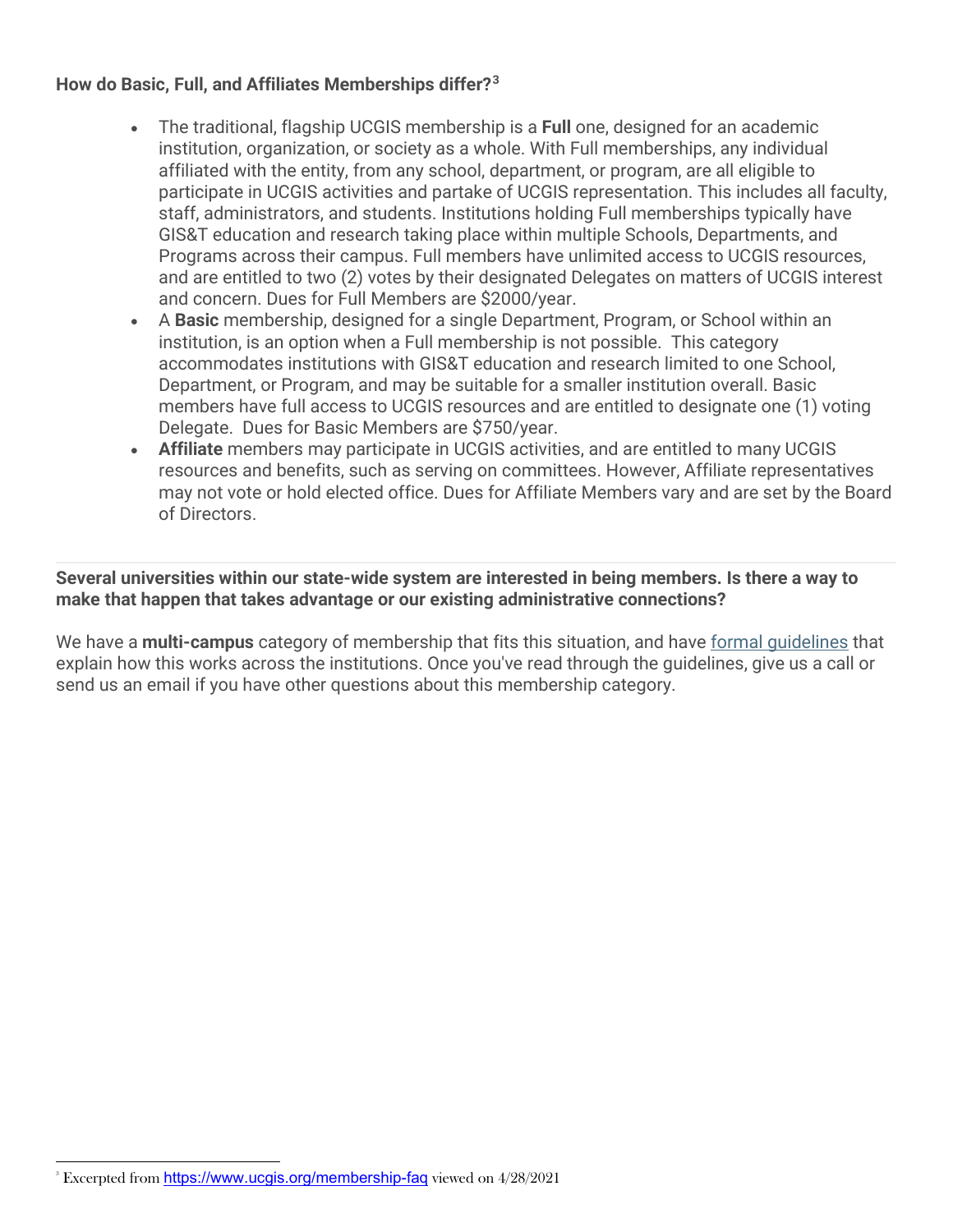**How do Basic, Full, and Affiliates Memberships differ?**[3]

- The traditional, flagship UCGIS membership is a **Full** one, designed for an academic institution, organization, or society as a whole. With Full memberships, any individual affiliated with the entity, from any school, department, or program, are all eligible to participate in UCGIS activities and partake of UCGIS representation. This includes all faculty, staff, administrators, and students. Institutions holding Full memberships typically have GIS&T education and research taking place within multiple Schools, Departments, and Programs across their campus. Full members have unlimited access to UCGIS resources, and are entitled to two (2) votes by their designated Delegates on matters of UCGIS interest and concern. Dues for Full Members are $2000/year.
- A **Basic** membership, designed for a single Department, Program, or School within an institution, is an option when a Full membership is not possible. This category accommodates institutions with GIS&T education and research limited to one School, Department, or Program, and may be suitable for a smaller institution overall. Basic members have full access to UCGIS resources and are entitled to designate one (1) voting Delegate. Dues for Basic Members are $750/year.
- **Affiliate** members may participate in UCGIS activities, and are entitled to many UCGIS resources and benefits, such as serving on committees. However, Affiliate representatives may not vote or hold elected office. Dues for Affiliate Members vary and are set by the Board of Directors.

---

**Several universities within our state-wide system are interested in being members. Is there a way to make that happen that takes advantage or our existing administrative connections?**

We have a **multi-campus** category of membership that fits this situation, and have formal guidelines that explain how this works across the institutions. Once you've read through the guidelines, give us a call or send us an email if you have other questions about this membership category.

[3] Excerpted from https://www.ucgis.org/membership-faq viewed on 4/28/2021